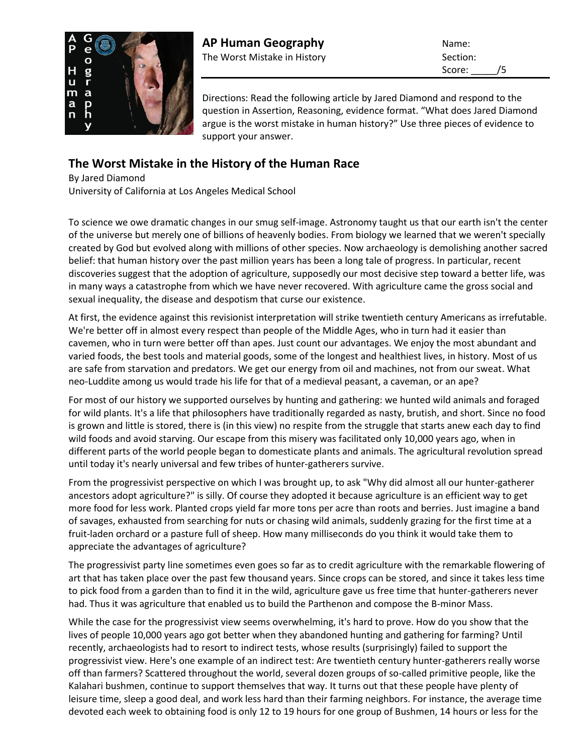**AP Human Geography**
The Worst Mistake in History

Name:
Section:
Score: _____/5

Directions: Read the following article by Jared Diamond and respond to the question in Assertion, Reasoning, evidence format. "What does Jared Diamond argue is the worst mistake in human history?" Use three pieces of evidence to support your answer.

## The Worst Mistake in the History of the Human Race

By Jared Diamond
University of California at Los Angeles Medical School

To science we owe dramatic changes in our smug self-image. Astronomy taught us that our earth isn't the center of the universe but merely one of billions of heavenly bodies. From biology we learned that we weren't specially created by God but evolved along with millions of other species. Now archaeology is demolishing another sacred belief: that human history over the past million years has been a long tale of progress. In particular, recent discoveries suggest that the adoption of agriculture, supposedly our most decisive step toward a better life, was in many ways a catastrophe from which we have never recovered. With agriculture came the gross social and sexual inequality, the disease and despotism that curse our existence.

At first, the evidence against this revisionist interpretation will strike twentieth century Americans as irrefutable. We're better off in almost every respect than people of the Middle Ages, who in turn had it easier than cavemen, who in turn were better off than apes. Just count our advantages. We enjoy the most abundant and varied foods, the best tools and material goods, some of the longest and healthiest lives, in history. Most of us are safe from starvation and predators. We get our energy from oil and machines, not from our sweat. What neo-Luddite among us would trade his life for that of a medieval peasant, a caveman, or an ape?

For most of our history we supported ourselves by hunting and gathering: we hunted wild animals and foraged for wild plants. It's a life that philosophers have traditionally regarded as nasty, brutish, and short. Since no food is grown and little is stored, there is (in this view) no respite from the struggle that starts anew each day to find wild foods and avoid starving. Our escape from this misery was facilitated only 10,000 years ago, when in different parts of the world people began to domesticate plants and animals. The agricultural revolution spread until today it's nearly universal and few tribes of hunter-gatherers survive.

From the progressivist perspective on which I was brought up, to ask "Why did almost all our hunter-gatherer ancestors adopt agriculture?" is silly. Of course they adopted it because agriculture is an efficient way to get more food for less work. Planted crops yield far more tons per acre than roots and berries. Just imagine a band of savages, exhausted from searching for nuts or chasing wild animals, suddenly grazing for the first time at a fruit-laden orchard or a pasture full of sheep. How many milliseconds do you think it would take them to appreciate the advantages of agriculture?

The progressivist party line sometimes even goes so far as to credit agriculture with the remarkable flowering of art that has taken place over the past few thousand years. Since crops can be stored, and since it takes less time to pick food from a garden than to find it in the wild, agriculture gave us free time that hunter-gatherers never had. Thus it was agriculture that enabled us to build the Parthenon and compose the B-minor Mass.

While the case for the progressivist view seems overwhelming, it's hard to prove. How do you show that the lives of people 10,000 years ago got better when they abandoned hunting and gathering for farming? Until recently, archaeologists had to resort to indirect tests, whose results (surprisingly) failed to support the progressivist view. Here's one example of an indirect test: Are twentieth century hunter-gatherers really worse off than farmers? Scattered throughout the world, several dozen groups of so-called primitive people, like the Kalahari bushmen, continue to support themselves that way. It turns out that these people have plenty of leisure time, sleep a good deal, and work less hard than their farming neighbors. For instance, the average time devoted each week to obtaining food is only 12 to 19 hours for one group of Bushmen, 14 hours or less for the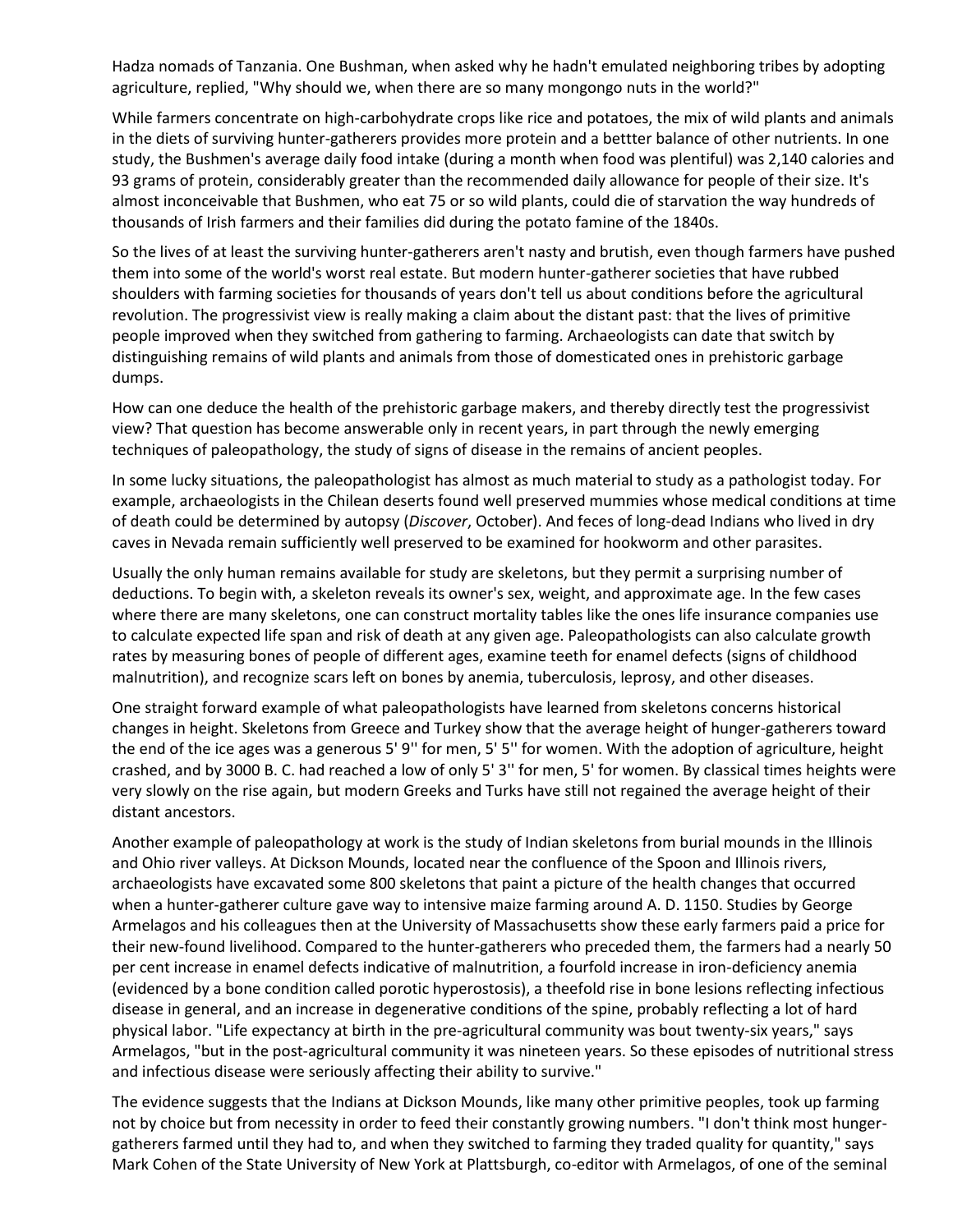Hadza nomads of Tanzania. One Bushman, when asked why he hadn't emulated neighboring tribes by adopting agriculture, replied, "Why should we, when there are so many mongongo nuts in the world?"

While farmers concentrate on high-carbohydrate crops like rice and potatoes, the mix of wild plants and animals in the diets of surviving hunter-gatherers provides more protein and a bettter balance of other nutrients. In one study, the Bushmen's average daily food intake (during a month when food was plentiful) was 2,140 calories and 93 grams of protein, considerably greater than the recommended daily allowance for people of their size. It's almost inconceivable that Bushmen, who eat 75 or so wild plants, could die of starvation the way hundreds of thousands of Irish farmers and their families did during the potato famine of the 1840s.

So the lives of at least the surviving hunter-gatherers aren't nasty and brutish, even though farmers have pushed them into some of the world's worst real estate. But modern hunter-gatherer societies that have rubbed shoulders with farming societies for thousands of years don't tell us about conditions before the agricultural revolution. The progressivist view is really making a claim about the distant past: that the lives of primitive people improved when they switched from gathering to farming. Archaeologists can date that switch by distinguishing remains of wild plants and animals from those of domesticated ones in prehistoric garbage dumps.

How can one deduce the health of the prehistoric garbage makers, and thereby directly test the progressivist view? That question has become answerable only in recent years, in part through the newly emerging techniques of paleopathology, the study of signs of disease in the remains of ancient peoples.

In some lucky situations, the paleopathologist has almost as much material to study as a pathologist today. For example, archaeologists in the Chilean deserts found well preserved mummies whose medical conditions at time of death could be determined by autopsy (*Discover*, October). And feces of long-dead Indians who lived in dry caves in Nevada remain sufficiently well preserved to be examined for hookworm and other parasites.

Usually the only human remains available for study are skeletons, but they permit a surprising number of deductions. To begin with, a skeleton reveals its owner's sex, weight, and approximate age. In the few cases where there are many skeletons, one can construct mortality tables like the ones life insurance companies use to calculate expected life span and risk of death at any given age. Paleopathologists can also calculate growth rates by measuring bones of people of different ages, examine teeth for enamel defects (signs of childhood malnutrition), and recognize scars left on bones by anemia, tuberculosis, leprosy, and other diseases.

One straight forward example of what paleopathologists have learned from skeletons concerns historical changes in height. Skeletons from Greece and Turkey show that the average height of hunger-gatherers toward the end of the ice ages was a generous 5' 9'' for men, 5' 5'' for women. With the adoption of agriculture, height crashed, and by 3000 B. C. had reached a low of only 5' 3'' for men, 5' for women. By classical times heights were very slowly on the rise again, but modern Greeks and Turks have still not regained the average height of their distant ancestors.

Another example of paleopathology at work is the study of Indian skeletons from burial mounds in the Illinois and Ohio river valleys. At Dickson Mounds, located near the confluence of the Spoon and Illinois rivers, archaeologists have excavated some 800 skeletons that paint a picture of the health changes that occurred when a hunter-gatherer culture gave way to intensive maize farming around A. D. 1150. Studies by George Armelagos and his colleagues then at the University of Massachusetts show these early farmers paid a price for their new-found livelihood. Compared to the hunter-gatherers who preceded them, the farmers had a nearly 50 per cent increase in enamel defects indicative of malnutrition, a fourfold increase in iron-deficiency anemia (evidenced by a bone condition called porotic hyperostosis), a theefold rise in bone lesions reflecting infectious disease in general, and an increase in degenerative conditions of the spine, probably reflecting a lot of hard physical labor. "Life expectancy at birth in the pre-agricultural community was bout twenty-six years," says Armelagos, "but in the post-agricultural community it was nineteen years. So these episodes of nutritional stress and infectious disease were seriously affecting their ability to survive."

The evidence suggests that the Indians at Dickson Mounds, like many other primitive peoples, took up farming not by choice but from necessity in order to feed their constantly growing numbers. "I don't think most hunger-gatherers farmed until they had to, and when they switched to farming they traded quality for quantity," says Mark Cohen of the State University of New York at Plattsburgh, co-editor with Armelagos, of one of the seminal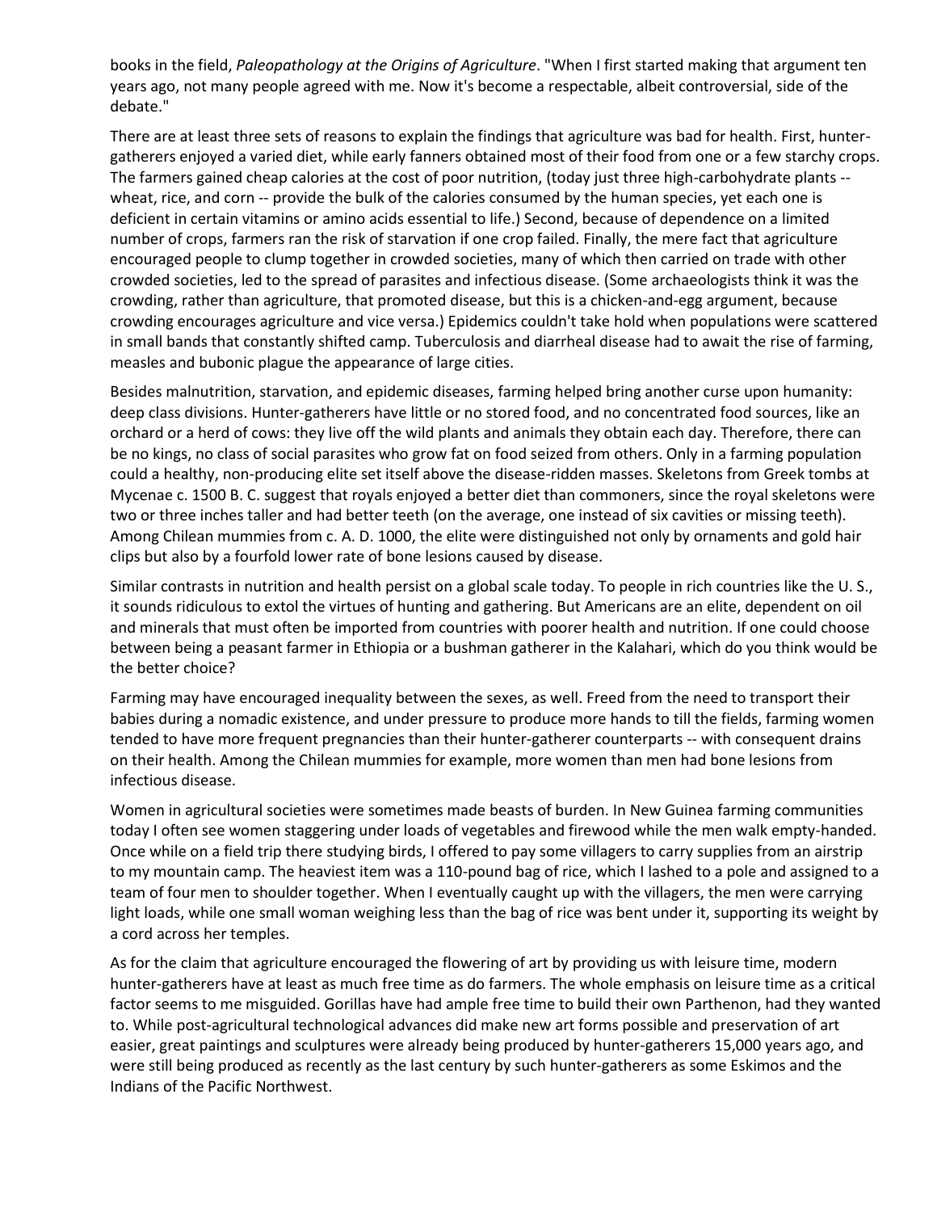books in the field, *Paleopathology at the Origins of Agriculture*. "When I first started making that argument ten years ago, not many people agreed with me. Now it's become a respectable, albeit controversial, side of the debate."

There are at least three sets of reasons to explain the findings that agriculture was bad for health. First, hunter-gatherers enjoyed a varied diet, while early fanners obtained most of their food from one or a few starchy crops. The farmers gained cheap calories at the cost of poor nutrition, (today just three high-carbohydrate plants -- wheat, rice, and corn -- provide the bulk of the calories consumed by the human species, yet each one is deficient in certain vitamins or amino acids essential to life.) Second, because of dependence on a limited number of crops, farmers ran the risk of starvation if one crop failed. Finally, the mere fact that agriculture encouraged people to clump together in crowded societies, many of which then carried on trade with other crowded societies, led to the spread of parasites and infectious disease. (Some archaeologists think it was the crowding, rather than agriculture, that promoted disease, but this is a chicken-and-egg argument, because crowding encourages agriculture and vice versa.) Epidemics couldn't take hold when populations were scattered in small bands that constantly shifted camp. Tuberculosis and diarrheal disease had to await the rise of farming, measles and bubonic plague the appearance of large cities.

Besides malnutrition, starvation, and epidemic diseases, farming helped bring another curse upon humanity: deep class divisions. Hunter-gatherers have little or no stored food, and no concentrated food sources, like an orchard or a herd of cows: they live off the wild plants and animals they obtain each day. Therefore, there can be no kings, no class of social parasites who grow fat on food seized from others. Only in a farming population could a healthy, non-producing elite set itself above the disease-ridden masses. Skeletons from Greek tombs at Mycenae c. 1500 B. C. suggest that royals enjoyed a better diet than commoners, since the royal skeletons were two or three inches taller and had better teeth (on the average, one instead of six cavities or missing teeth). Among Chilean mummies from c. A. D. 1000, the elite were distinguished not only by ornaments and gold hair clips but also by a fourfold lower rate of bone lesions caused by disease.

Similar contrasts in nutrition and health persist on a global scale today. To people in rich countries like the U. S., it sounds ridiculous to extol the virtues of hunting and gathering. But Americans are an elite, dependent on oil and minerals that must often be imported from countries with poorer health and nutrition. If one could choose between being a peasant farmer in Ethiopia or a bushman gatherer in the Kalahari, which do you think would be the better choice?

Farming may have encouraged inequality between the sexes, as well. Freed from the need to transport their babies during a nomadic existence, and under pressure to produce more hands to till the fields, farming women tended to have more frequent pregnancies than their hunter-gatherer counterparts -- with consequent drains on their health. Among the Chilean mummies for example, more women than men had bone lesions from infectious disease.

Women in agricultural societies were sometimes made beasts of burden. In New Guinea farming communities today I often see women staggering under loads of vegetables and firewood while the men walk empty-handed. Once while on a field trip there studying birds, I offered to pay some villagers to carry supplies from an airstrip to my mountain camp. The heaviest item was a 110-pound bag of rice, which I lashed to a pole and assigned to a team of four men to shoulder together. When I eventually caught up with the villagers, the men were carrying light loads, while one small woman weighing less than the bag of rice was bent under it, supporting its weight by a cord across her temples.

As for the claim that agriculture encouraged the flowering of art by providing us with leisure time, modern hunter-gatherers have at least as much free time as do farmers. The whole emphasis on leisure time as a critical factor seems to me misguided. Gorillas have had ample free time to build their own Parthenon, had they wanted to. While post-agricultural technological advances did make new art forms possible and preservation of art easier, great paintings and sculptures were already being produced by hunter-gatherers 15,000 years ago, and were still being produced as recently as the last century by such hunter-gatherers as some Eskimos and the Indians of the Pacific Northwest.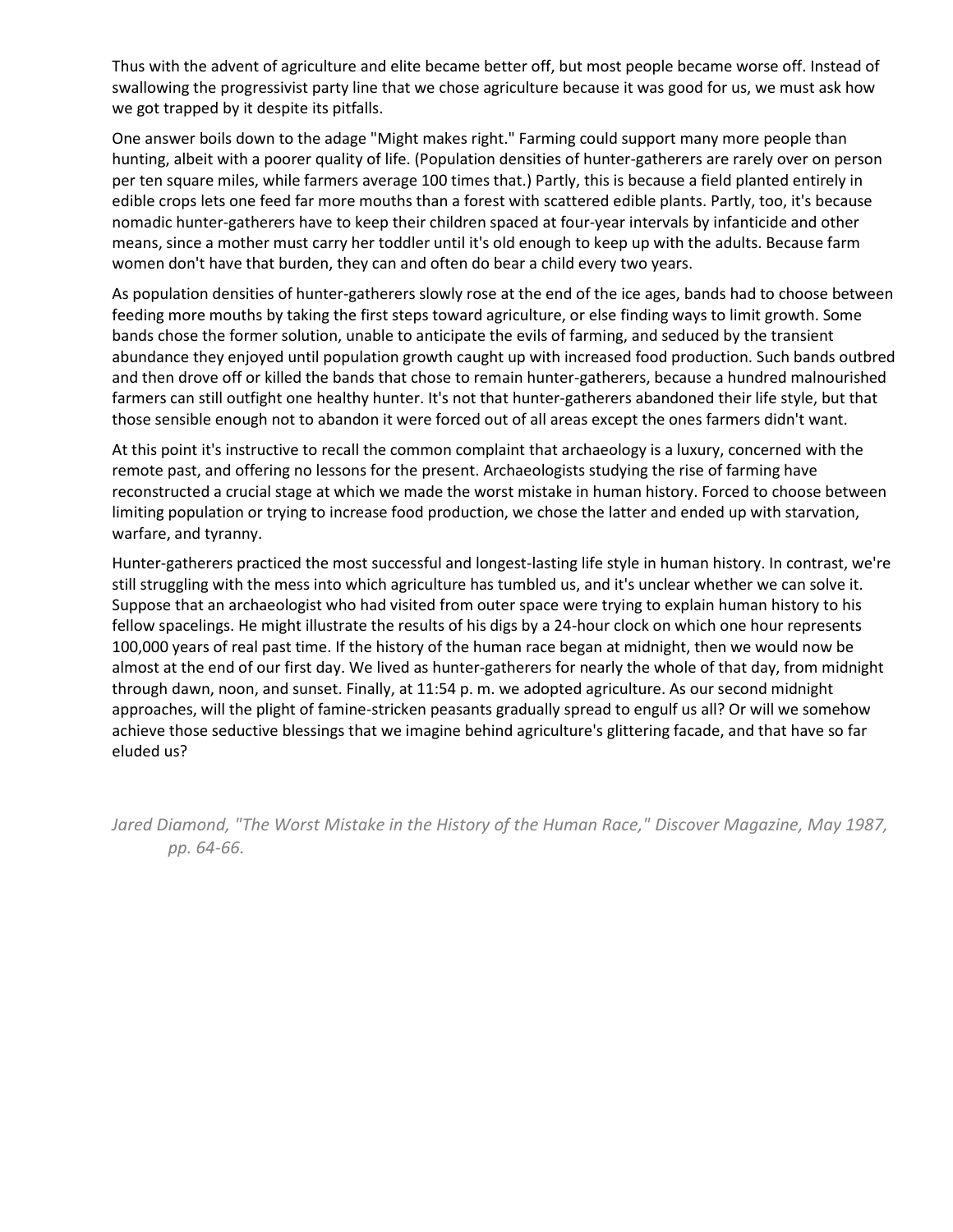Thus with the advent of agriculture and elite became better off, but most people became worse off. Instead of swallowing the progressivist party line that we chose agriculture because it was good for us, we must ask how we got trapped by it despite its pitfalls.

One answer boils down to the adage "Might makes right." Farming could support many more people than hunting, albeit with a poorer quality of life. (Population densities of hunter-gatherers are rarely over on person per ten square miles, while farmers average 100 times that.) Partly, this is because a field planted entirely in edible crops lets one feed far more mouths than a forest with scattered edible plants. Partly, too, it's because nomadic hunter-gatherers have to keep their children spaced at four-year intervals by infanticide and other means, since a mother must carry her toddler until it's old enough to keep up with the adults. Because farm women don't have that burden, they can and often do bear a child every two years.

As population densities of hunter-gatherers slowly rose at the end of the ice ages, bands had to choose between feeding more mouths by taking the first steps toward agriculture, or else finding ways to limit growth. Some bands chose the former solution, unable to anticipate the evils of farming, and seduced by the transient abundance they enjoyed until population growth caught up with increased food production. Such bands outbred and then drove off or killed the bands that chose to remain hunter-gatherers, because a hundred malnourished farmers can still outfight one healthy hunter. It's not that hunter-gatherers abandoned their life style, but that those sensible enough not to abandon it were forced out of all areas except the ones farmers didn't want.

At this point it's instructive to recall the common complaint that archaeology is a luxury, concerned with the remote past, and offering no lessons for the present. Archaeologists studying the rise of farming have reconstructed a crucial stage at which we made the worst mistake in human history. Forced to choose between limiting population or trying to increase food production, we chose the latter and ended up with starvation, warfare, and tyranny.

Hunter-gatherers practiced the most successful and longest-lasting life style in human history. In contrast, we're still struggling with the mess into which agriculture has tumbled us, and it's unclear whether we can solve it. Suppose that an archaeologist who had visited from outer space were trying to explain human history to his fellow spacelings. He might illustrate the results of his digs by a 24-hour clock on which one hour represents 100,000 years of real past time. If the history of the human race began at midnight, then we would now be almost at the end of our first day. We lived as hunter-gatherers for nearly the whole of that day, from midnight through dawn, noon, and sunset. Finally, at 11:54 p. m. we adopted agriculture. As our second midnight approaches, will the plight of famine-stricken peasants gradually spread to engulf us all? Or will we somehow achieve those seductive blessings that we imagine behind agriculture's glittering facade, and that have so far eluded us?

*Jared Diamond, "The Worst Mistake in the History of the Human Race," Discover Magazine, May 1987, pp. 64-66.*